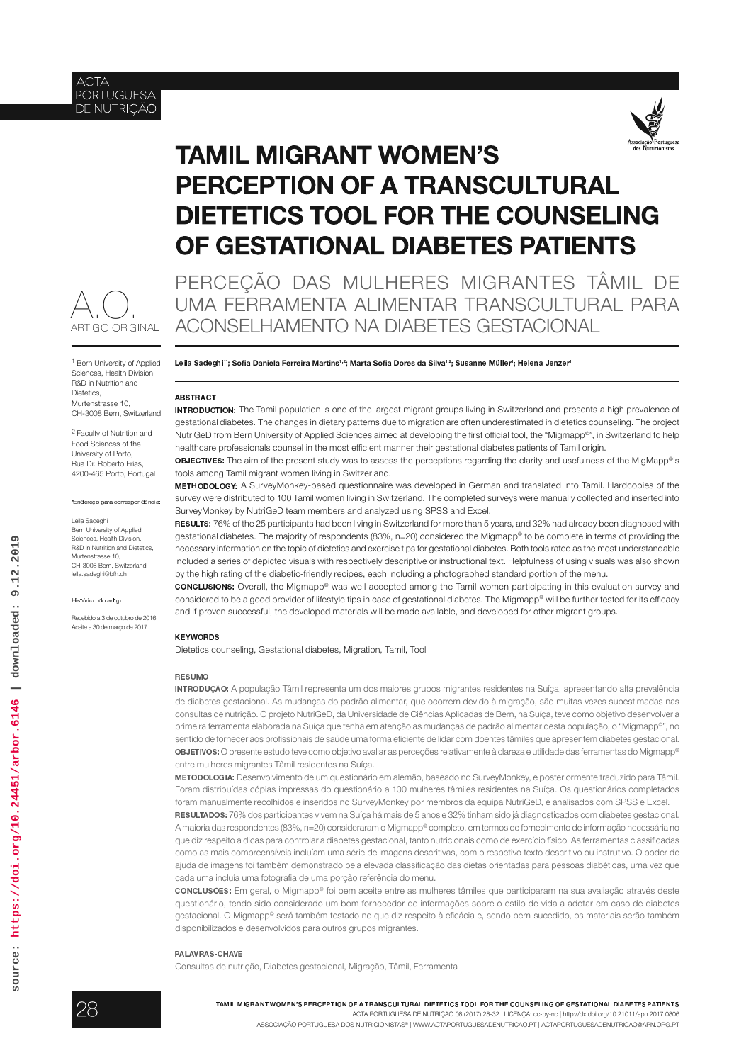# TAMIL MIGRANT WOMEN'S PERCEPTION OF A TRANSCULTURAL DIETETICS TOOL FOR THE COUNSELING OF GESTATIONAL DIABETES PATIENTS

## PERCEÇÃO DAS MULHERES MIGRANTES TÂMIL DE UMA FERRAMENTA ALIMENTAR TRANSCULTURAL PARA ACONSELHAMENTO NA DIABETES GESTACIONAL

A.O. ARTIGO ORIGINAL

**Leila Sadeghi[1*]; Sofia Daniela Ferreira Martins[1,2]; Marta Sofia Dores da Silva[1,2]; Susanne Müller[1]; Helena Jenzer[1]**

[1] Bern University of Applied Sciences, Health Division, R&D in Nutrition and Dietetics, Murtenstrasse 10, CH-3008 Bern, Switzerland

[2] Faculty of Nutrition and Food Sciences of the University of Porto, Rua Dr. Roberto Frias, 4200-465 Porto, Portugal

*Endereço para correspondência:

Leila Sadeghi
Bern University of Applied Sciences, Health Division, R&D in Nutrition and Dietetics, Murtenstrasse 10, CH-3008 Bern, Switzerland
leila.sadeghi@bfh.ch

Histórico do artigo:

Recebido a 3 de outubro de 2016
Aceite a 30 de março de 2017

### ABSTRACT

**INTRODUCTION:** The Tamil population is one of the largest migrant groups living in Switzerland and presents a high prevalence of gestational diabetes. The changes in dietary patterns due to migration are often underestimated in dietetics counseling. The project NutriGeD from Bern University of Applied Sciences aimed at developing the first official tool, the "Migmapp©", in Switzerland to help healthcare professionals counsel in the most efficient manner their gestational diabetes patients of Tamil origin.

**OBJECTIVES:** The aim of the present study was to assess the perceptions regarding the clarity and usefulness of the MigMapp©'s tools among Tamil migrant women living in Switzerland.

**METHODOLOGY:** A SurveyMonkey-based questionnaire was developed in German and translated into Tamil. Hardcopies of the survey were distributed to 100 Tamil women living in Switzerland. The completed surveys were manually collected and inserted into SurveyMonkey by NutriGeD team members and analyzed using SPSS and Excel.

**RESULTS:** 76% of the 25 participants had been living in Switzerland for more than 5 years, and 32% had already been diagnosed with gestational diabetes. The majority of respondents (83%, n=20) considered the Migmapp© to be complete in terms of providing the necessary information on the topic of dietetics and exercise tips for gestational diabetes. Both tools rated as the most understandable included a series of depicted visuals with respectively descriptive or instructional text. Helpfulness of using visuals was also shown by the high rating of the diabetic-friendly recipes, each including a photographed standard portion of the menu.

**CONCLUSIONS:** Overall, the Migmapp© was well accepted among the Tamil women participating in this evaluation survey and considered to be a good provider of lifestyle tips in case of gestational diabetes. The Migmapp© will be further tested for its efficacy and if proven successful, the developed materials will be made available, and developed for other migrant groups.

### KEYWORDS

Dietetics counseling, Gestational diabetes, Migration, Tamil, Tool

### RESUMO

**INTRODUÇÃO:** A população Tâmil representa um dos maiores grupos migrantes residentes na Suíça, apresentando alta prevalência de diabetes gestacional. As mudanças do padrão alimentar, que ocorrem devido à migração, são muitas vezes subestimadas nas consultas de nutrição. O projeto NutriGeD, da Universidade de Ciências Aplicadas de Bern, na Suíça, teve como objetivo desenvolver a primeira ferramenta elaborada na Suíça que tenha em atenção as mudanças de padrão alimentar desta população, o "Migmapp©", no sentido de fornecer aos profissionais de saúde uma forma eficiente de lidar com doentes tâmiles que apresentem diabetes gestacional.

**OBJETIVOS:** O presente estudo teve como objetivo avaliar as perceções relativamente à clareza e utilidade das ferramentas do Migmapp© entre mulheres migrantes Tâmil residentes na Suíça.

**METODOLOGIA:** Desenvolvimento de um questionário em alemão, baseado no SurveyMonkey, e posteriormente traduzido para Tâmil. Foram distribuídas cópias impressas do questionário a 100 mulheres tâmiles residentes na Suíça. Os questionários completados foram manualmente recolhidos e inseridos no SurveyMonkey por membros da equipa NutriGeD, e analisados com SPSS e Excel.

**RESULTADOS:** 76% dos participantes vivem na Suíça há mais de 5 anos e 32% tinham sido já diagnosticados com diabetes gestacional. A maioria das respondentes (83%, n=20) consideraram o Migmapp© completo, em termos de fornecimento de informação necessária no que diz respeito a dicas para controlar a diabetes gestacional, tanto nutricionais como de exercício físico. As ferramentas classificadas como as mais compreensíveis incluíam uma série de imagens descritivas, com o respetivo texto descritivo ou instrutivo. O poder de ajuda de imagens foi também demonstrado pela elevada classificação das dietas orientadas para pessoas diabéticas, uma vez que cada uma incluía uma fotografia de uma porção referência do menu.

**CONCLUSÕES:** Em geral, o Migmapp© foi bem aceite entre as mulheres tâmiles que participaram na sua avaliação através deste questionário, tendo sido considerado um bom fornecedor de informações sobre o estilo de vida a adotar em caso de diabetes gestacional. O Migmapp© será também testado no que diz respeito à eficácia e, sendo bem-sucedido, os materiais serão também disponibilizados e desenvolvidos para outros grupos migrantes.

### PALAVRAS-CHAVE

Consultas de nutrição, Diabetes gestacional, Migração, Tâmil, Ferramenta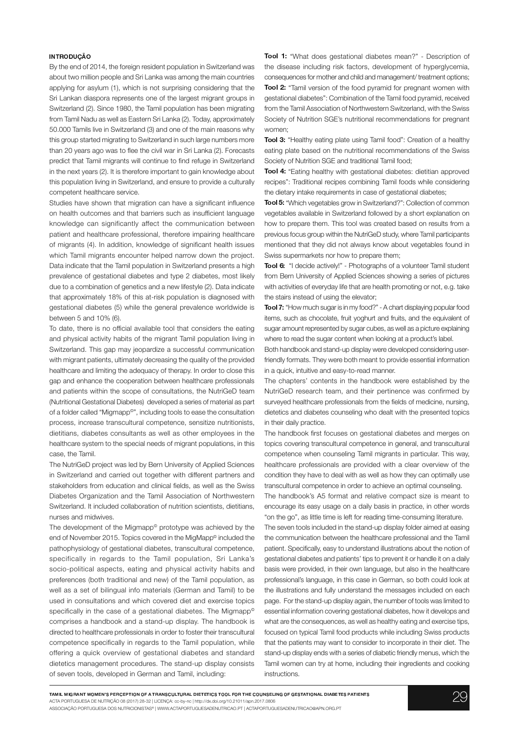## INTRODUÇÃO

By the end of 2014, the foreign resident population in Switzerland was about two million people and Sri Lanka was among the main countries applying for asylum (1), which is not surprising considering that the Sri Lankan diaspora represents one of the largest migrant groups in Switzerland (2). Since 1980, the Tamil population has been migrating from Tamil Nadu as well as Eastern Sri Lanka (2). Today, approximately 50.000 Tamils live in Switzerland (3) and one of the main reasons why this group started migrating to Switzerland in such large numbers more than 20 years ago was to flee the civil war in Sri Lanka (2). Forecasts predict that Tamil migrants will continue to find refuge in Switzerland in the next years (2). It is therefore important to gain knowledge about this population living in Switzerland, and ensure to provide a culturally competent healthcare service.

Studies have shown that migration can have a significant influence on health outcomes and that barriers such as insufficient language knowledge can significantly affect the communication between patient and healthcare professional, therefore impairing healthcare of migrants (4). In addition, knowledge of significant health issues which Tamil migrants encounter helped narrow down the project. Data indicate that the Tamil population in Switzerland presents a high prevalence of gestational diabetes and type 2 diabetes, most likely due to a combination of genetics and a new lifestyle (2). Data indicate that approximately 18% of this at-risk population is diagnosed with gestational diabetes (5) while the general prevalence worldwide is between 5 and 10% (6).

To date, there is no official available tool that considers the eating and physical activity habits of the migrant Tamil population living in Switzerland. This gap may jeopardize a successful communication with migrant patients, ultimately decreasing the quality of the provided healthcare and limiting the adequacy of therapy. In order to close this gap and enhance the cooperation between healthcare professionals and patients within the scope of consultations, the NutriGeD team (Nutritional Gestational Diabetes) developed a series of material as part of a folder called "Migmapp©", including tools to ease the consultation process, increase transcultural competence, sensitize nutritionists, dietitians, diabetes consultants as well as other employees in the healthcare system to the special needs of migrant populations, in this case, the Tamil.

The NutriGeD project was led by Bern University of Applied Sciences in Switzerland and carried out together with different partners and stakeholders from education and clinical fields, as well as the Swiss Diabetes Organization and the Tamil Association of Northwestern Switzerland. It included collaboration of nutrition scientists, dietitians, nurses and midwives.

The development of the Migmapp© prototype was achieved by the end of November 2015. Topics covered in the MigMapp© included the pathophysiology of gestational diabetes, transcultural competence, specifically in regards to the Tamil population, Sri Lanka's socio-political aspects, eating and physical activity habits and preferences (both traditional and new) of the Tamil population, as well as a set of bilingual info materials (German and Tamil) to be used in consultations and which covered diet and exercise topics specifically in the case of a gestational diabetes. The Migmapp© comprises a handbook and a stand-up display. The handbook is directed to healthcare professionals in order to foster their transcultural competence specifically in regards to the Tamil population, while offering a quick overview of gestational diabetes and standard dietetics management procedures. The stand-up display consists of seven tools, developed in German and Tamil, including:

**Tool 1:** "What does gestational diabetes mean?" - Description of the disease including risk factors, development of hyperglycemia, consequences for mother and child and management/ treatment options;

**Tool 2:** "Tamil version of the food pyramid for pregnant women with gestational diabetes": Combination of the Tamil food pyramid, received from the Tamil Association of Northwestern Switzerland, with the Swiss Society of Nutrition SGE's nutritional recommendations for pregnant women;

**Tool 3:** "Healthy eating plate using Tamil food": Creation of a healthy eating plate based on the nutritional recommendations of the Swiss Society of Nutrition SGE and traditional Tamil food;

**Tool 4:** "Eating healthy with gestational diabetes: dietitian approved recipes": Traditional recipes combining Tamil foods while considering the dietary intake requirements in case of gestational diabetes;

**Tool 5:** "Which vegetables grow in Switzerland?": Collection of common vegetables available in Switzerland followed by a short explanation on how to prepare them. This tool was created based on results from a previous focus group within the NutriGeD study, where Tamil participants mentioned that they did not always know about vegetables found in Swiss supermarkets nor how to prepare them;

**Tool 6:** "I decide actively!" - Photographs of a volunteer Tamil student from Bern University of Applied Sciences showing a series of pictures with activities of everyday life that are health promoting or not, e.g. take the stairs instead of using the elevator;

**Tool 7:** "How much sugar is in my food?" - A chart displaying popular food items, such as chocolate, fruit yoghurt and fruits, and the equivalent of sugar amount represented by sugar cubes, as well as a picture explaining where to read the sugar content when looking at a product's label.

Both handbook and stand-up display were developed considering user-friendly formats. They were both meant to provide essential information in a quick, intuitive and easy-to-read manner.

The chapters' contents in the handbook were established by the NutriGeD research team, and their pertinence was confirmed by surveyed healthcare professionals from the fields of medicine, nursing, dietetics and diabetes counseling who dealt with the presented topics in their daily practice.

The handbook first focuses on gestational diabetes and merges on topics covering transcultural competence in general, and transcultural competence when counseling Tamil migrants in particular. This way, healthcare professionals are provided with a clear overview of the condition they have to deal with as well as how they can optimally use transcultural competence in order to achieve an optimal counseling.

The handbook's A5 format and relative compact size is meant to encourage its easy usage on a daily basis in practice, in other words "on the go", as little time is left for reading time-consuming literature.

The seven tools included in the stand-up display folder aimed at easing the communication between the healthcare professional and the Tamil patient. Specifically, easy to understand illustrations about the notion of gestational diabetes and patients' tips to prevent it or handle it on a daily basis were provided, in their own language, but also in the healthcare professional's language, in this case in German, so both could look at the illustrations and fully understand the messages included on each page. For the stand-up display again, the number of tools was limited to essential information covering gestational diabetes, how it develops and what are the consequences, as well as healthy eating and exercise tips, focused on typical Tamil food products while including Swiss products that the patients may want to consider to incorporate in their diet. The stand-up display ends with a series of diabetic friendly menus, which the Tamil women can try at home, including their ingredients and cooking instructions.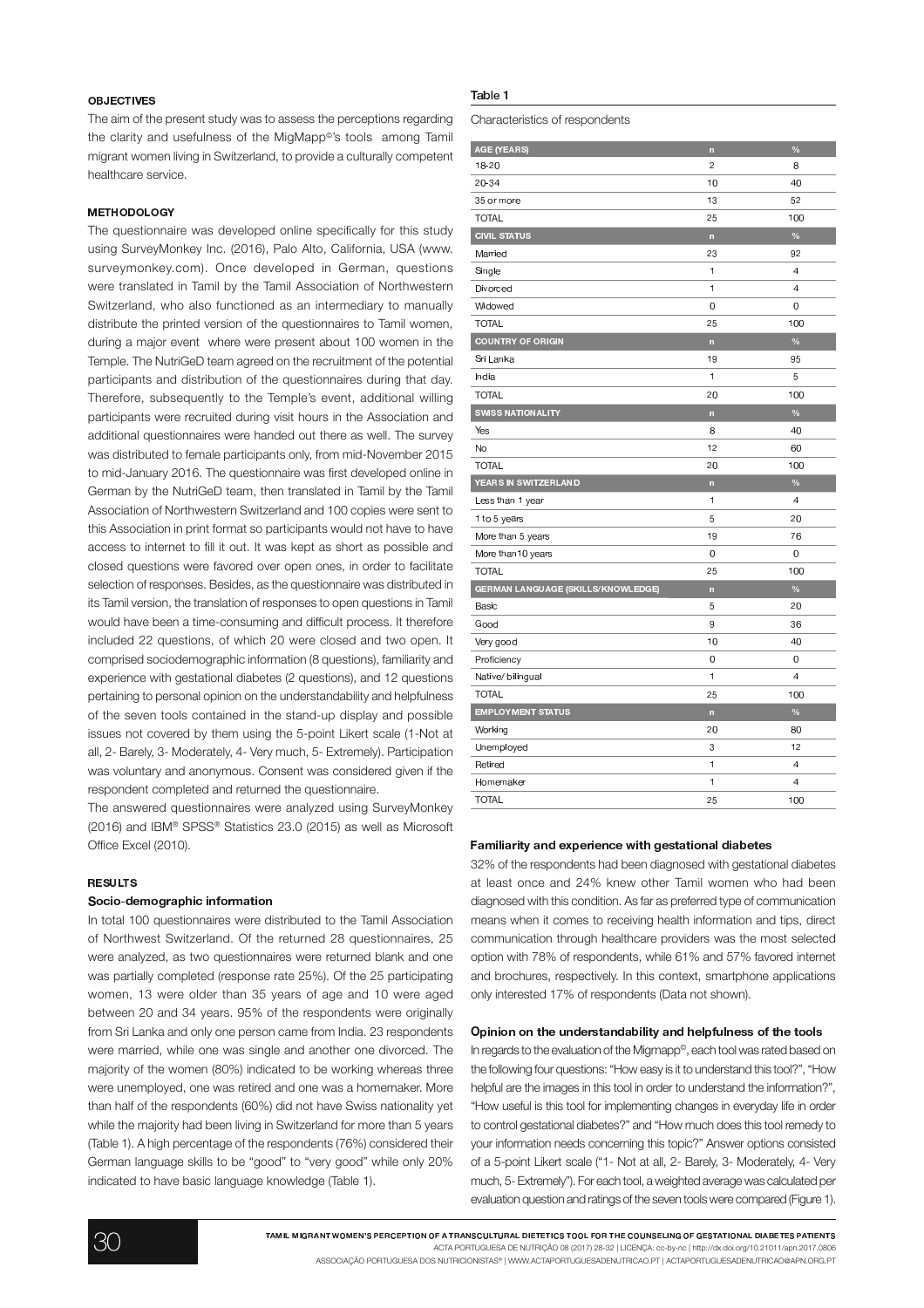## OBJECTIVES

The aim of the present study was to assess the perceptions regarding the clarity and usefulness of the MigMapp©'s tools among Tamil migrant women living in Switzerland, to provide a culturally competent healthcare service.

## METHODOLOGY

The questionnaire was developed online specifically for this study using SurveyMonkey Inc. (2016), Palo Alto, California, USA (www.surveymonkey.com). Once developed in German, questions were translated in Tamil by the Tamil Association of Northwestern Switzerland, who also functioned as an intermediary to manually distribute the printed version of the questionnaires to Tamil women, during a major event where were present about 100 women in the Temple. The NutriGeD team agreed on the recruitment of the potential participants and distribution of the questionnaires during that day. Therefore, subsequently to the Temple's event, additional willing participants were recruited during visit hours in the Association and additional questionnaires were handed out there as well. The survey was distributed to female participants only, from mid-November 2015 to mid-January 2016. The questionnaire was first developed online in German by the NutriGeD team, then translated in Tamil by the Tamil Association of Northwestern Switzerland and 100 copies were sent to this Association in print format so participants would not have to have access to internet to fill it out. It was kept as short as possible and closed questions were favored over open ones, in order to facilitate selection of responses. Besides, as the questionnaire was distributed in its Tamil version, the translation of responses to open questions in Tamil would have been a time-consuming and difficult process. It therefore included 22 questions, of which 20 were closed and two open. It comprised sociodemographic information (8 questions), familiarity and experience with gestational diabetes (2 questions), and 12 questions pertaining to personal opinion on the understandability and helpfulness of the seven tools contained in the stand-up display and possible issues not covered by them using the 5-point Likert scale (1-Not at all, 2- Barely, 3- Moderately, 4- Very much, 5- Extremely). Participation was voluntary and anonymous. Consent was considered given if the respondent completed and returned the questionnaire.

The answered questionnaires were analyzed using SurveyMonkey (2016) and IBM® SPSS® Statistics 23.0 (2015) as well as Microsoft Office Excel (2010).

## RESULTS

### Socio-demographic information

In total 100 questionnaires were distributed to the Tamil Association of Northwest Switzerland. Of the returned 28 questionnaires, 25 were analyzed, as two questionnaires were returned blank and one was partially completed (response rate 25%). Of the 25 participating women, 13 were older than 35 years of age and 10 were aged between 20 and 34 years. 95% of the respondents were originally from Sri Lanka and only one person came from India. 23 respondents were married, while one was single and another one divorced. The majority of the women (80%) indicated to be working whereas three were unemployed, one was retired and one was a homemaker. More than half of the respondents (60%) did not have Swiss nationality yet while the majority had been living in Switzerland for more than 5 years (Table 1). A high percentage of the respondents (76%) considered their German language skills to be "good" to "very good" while only 20% indicated to have basic language knowledge (Table 1).

Table 1

Characteristics of respondents

| AGE (YEARS) | n | % |
|---|---|---|
| 18-20 | 2 | 8 |
| 20-34 | 10 | 40 |
| 35 or more | 13 | 52 |
| TOTAL | 25 | 100 |
| **CIVIL STATUS** | **n** | **%** |
| Married | 23 | 92 |
| Single | 1 | 4 |
| Divorced | 1 | 4 |
| Widowed | 0 | 0 |
| TOTAL | 25 | 100 |
| **COUNTRY OF ORIGIN** | **n** | **%** |
| Sri Lanka | 19 | 95 |
| India | 1 | 5 |
| TOTAL | 20 | 100 |
| **SWISS NATIONALITY** | **n** | **%** |
| Yes | 8 | 40 |
| No | 12 | 60 |
| TOTAL | 20 | 100 |
| **YEARS IN SWITZERLAND** | **n** | **%** |
| Less than 1 year | 1 | 4 |
| 1 to 5 years | 5 | 20 |
| More than 5 years | 19 | 76 |
| More than10 years | 0 | 0 |
| TOTAL | 25 | 100 |
| **GERMAN LANGUAGE (SKILLS/KNOWLEDGE)** | **n** | **%** |
| Basic | 5 | 20 |
| Good | 9 | 36 |
| Very good | 10 | 40 |
| Proficiency | 0 | 0 |
| Native/ bilingual | 1 | 4 |
| TOTAL | 25 | 100 |
| **EMPLOYMENT STATUS** | **n** | **%** |
| Working | 20 | 80 |
| Unemployed | 3 | 12 |
| Retired | 1 | 4 |
| Homemaker | 1 | 4 |
| TOTAL | 25 | 100 |

### Familiarity and experience with gestational diabetes

32% of the respondents had been diagnosed with gestational diabetes at least once and 24% knew other Tamil women who had been diagnosed with this condition. As far as preferred type of communication means when it comes to receiving health information and tips, direct communication through healthcare providers was the most selected option with 78% of respondents, while 61% and 57% favored internet and brochures, respectively. In this context, smartphone applications only interested 17% of respondents (Data not shown).

### Opinion on the understandability and helpfulness of the tools

In regards to the evaluation of the Migmapp©, each tool was rated based on the following four questions: "How easy is it to understand this tool?", "How helpful are the images in this tool in order to understand the information?", "How useful is this tool for implementing changes in everyday life in order to control gestational diabetes?" and "How much does this tool remedy to your information needs concerning this topic?" Answer options consisted of a 5-point Likert scale ("1- Not at all, 2- Barely, 3- Moderately, 4- Very much, 5- Extremely"). For each tool, a weighted average was calculated per evaluation question and ratings of the seven tools were compared (Figure 1).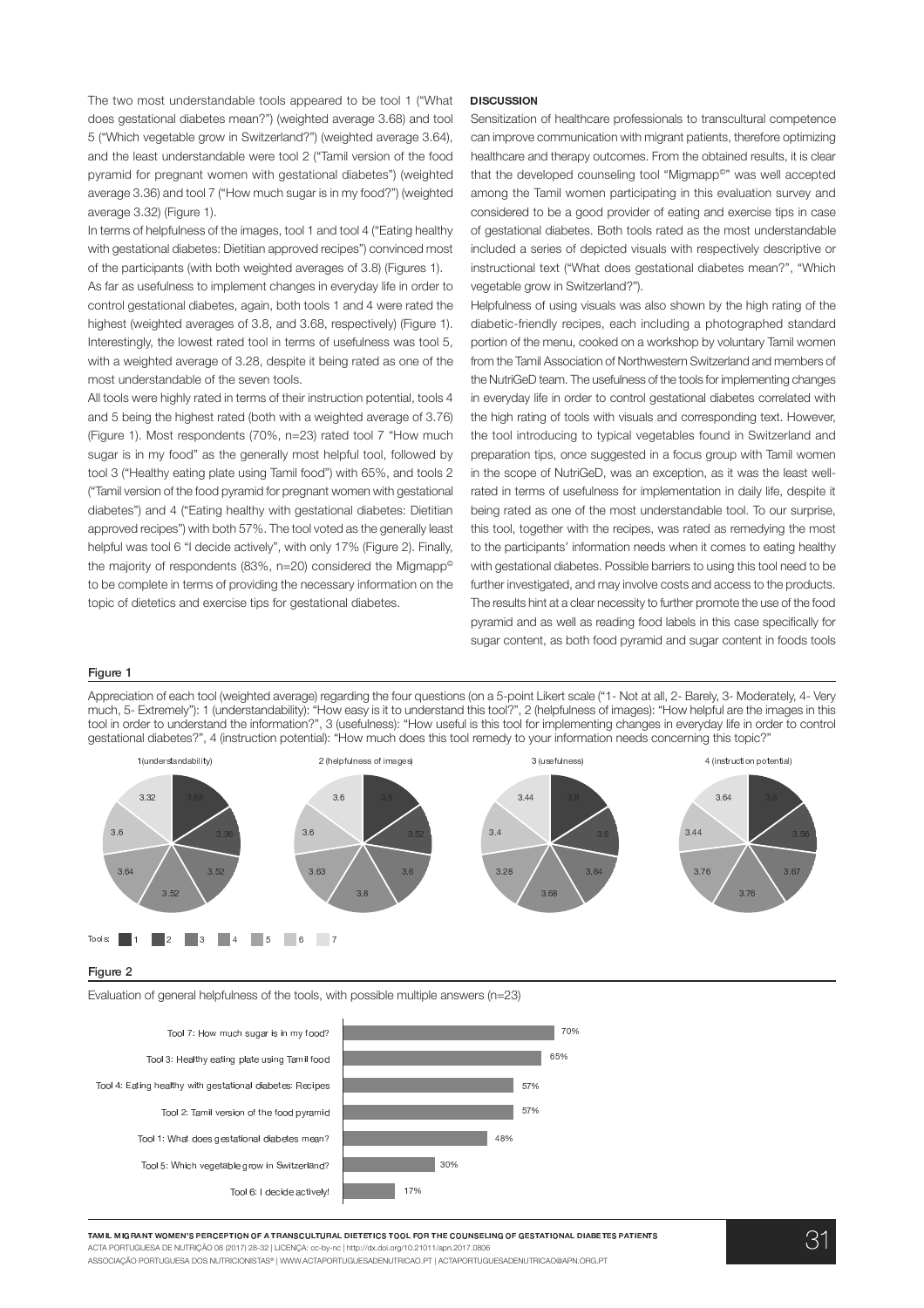The two most understandable tools appeared to be tool 1 ("What does gestational diabetes mean?") (weighted average 3.68) and tool 5 ("Which vegetable grow in Switzerland?") (weighted average 3.64), and the least understandable were tool 2 ("Tamil version of the food pyramid for pregnant women with gestational diabetes") (weighted average 3.36) and tool 7 ("How much sugar is in my food?") (weighted average 3.32) (Figure 1).

In terms of helpfulness of the images, tool 1 and tool 4 ("Eating healthy with gestational diabetes: Dietitian approved recipes") convinced most of the participants (with both weighted averages of 3.8) (Figures 1).

As far as usefulness to implement changes in everyday life in order to control gestational diabetes, again, both tools 1 and 4 were rated the highest (weighted averages of 3.8, and 3.68, respectively) (Figure 1). Interestingly, the lowest rated tool in terms of usefulness was tool 5, with a weighted average of 3.28, despite it being rated as one of the most understandable of the seven tools.

All tools were highly rated in terms of their instruction potential, tools 4 and 5 being the highest rated (both with a weighted average of 3.76) (Figure 1). Most respondents (70%, n=23) rated tool 7 "How much sugar is in my food" as the generally most helpful tool, followed by tool 3 ("Healthy eating plate using Tamil food") with 65%, and tools 2 ("Tamil version of the food pyramid for pregnant women with gestational diabetes") and 4 ("Eating healthy with gestational diabetes: Dietitian approved recipes") with both 57%. The tool voted as the generally least helpful was tool 6 "I decide actively", with only 17% (Figure 2). Finally, the majority of respondents (83%, n=20) considered the Migmapp© to be complete in terms of providing the necessary information on the topic of dietetics and exercise tips for gestational diabetes.

## DISCUSSION

Sensitization of healthcare professionals to transcultural competence can improve communication with migrant patients, therefore optimizing healthcare and therapy outcomes. From the obtained results, it is clear that the developed counseling tool "Migmapp©" was well accepted among the Tamil women participating in this evaluation survey and considered to be a good provider of eating and exercise tips in case of gestational diabetes. Both tools rated as the most understandable included a series of depicted visuals with respectively descriptive or instructional text ("What does gestational diabetes mean?", "Which vegetable grow in Switzerland?").

Helpfulness of using visuals was also shown by the high rating of the diabetic-friendly recipes, each including a photographed standard portion of the menu, cooked on a workshop by voluntary Tamil women from the Tamil Association of Northwestern Switzerland and members of the NutriGeD team. The usefulness of the tools for implementing changes in everyday life in order to control gestational diabetes correlated with the high rating of tools with visuals and corresponding text. However, the tool introducing to typical vegetables found in Switzerland and preparation tips, once suggested in a focus group with Tamil women in the scope of NutriGeD, was an exception, as it was the least well-rated in terms of usefulness for implementation in daily life, despite it being rated as one of the most understandable tool. To our surprise, this tool, together with the recipes, was rated as remedying the most to the participants' information needs when it comes to eating healthy with gestational diabetes. Possible barriers to using this tool need to be further investigated, and may involve costs and access to the products. The results hint at a clear necessity to further promote the use of the food pyramid and as well as reading food labels in this case specifically for sugar content, as both food pyramid and sugar content in foods tools

### Figure 1

Appreciation of each tool (weighted average) regarding the four questions (on a 5-point Likert scale ("1- Not at all, 2- Barely, 3- Moderately, 4- Very much, 5- Extremely"): 1 (understandability): "How easy is it to understand this tool?", 2 (helpfulness of images): "How helpful are the images in this tool in order to understand the information?", 3 (usefulness): "How useful is this tool for implementing changes in everyday life in order to control gestational diabetes?", 4 (instruction potential): "How much does this tool remedy to your information needs concerning this topic?"

| Tool | 1 (understandability) | 2 (helpfulness of images) | 3 (usefulness) | 4 (instruction potential) |
|---|---|---|---|---|
| 1 | 3.68 | 3.8 | 3.8 | 3.6 |
| 2 | 3.36 | 3.52 | 3.6 | 3.56 |
| 3 | 3.52 | 3.6 | 3.64 | 3.67 |
| 4 | 3.52 | 3.8 | 3.68 | 3.76 |
| 5 | 3.64 | 3.63 | 3.28 | 3.76 |
| 6 | 3.6 | 3.6 | 3.4 | 3.44 |
| 7 | 3.32 | 3.6 | 3.44 | 3.64 |

### Figure 2

Evaluation of general helpfulness of the tools, with possible multiple answers (n=23)

| Tool | % |
|---|---|
| Tool 7: How much sugar is in my food? | 70% |
| Tool 3: Healthy eating plate using Tamil food | 65% |
| Tool 4: Eating healthy with gestational diabetes: Recipes | 57% |
| Tool 2: Tamil version of the food pyramid | 57% |
| Tool 1: What does gestational diabetes mean? | 48% |
| Tool 5: Which vegetable grow in Switzerland? | 30% |
| Tool 6: I decide actively! | 17% |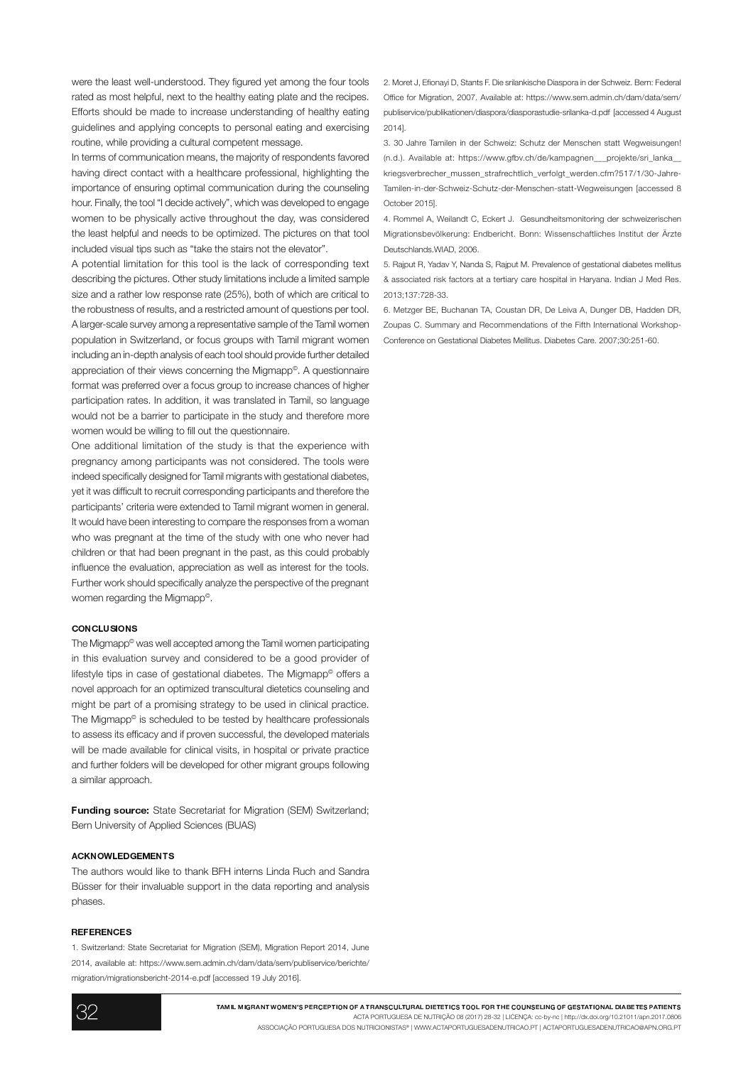were the least well-understood. They figured yet among the four tools rated as most helpful, next to the healthy eating plate and the recipes. Efforts should be made to increase understanding of healthy eating guidelines and applying concepts to personal eating and exercising routine, while providing a cultural competent message.

In terms of communication means, the majority of respondents favored having direct contact with a healthcare professional, highlighting the importance of ensuring optimal communication during the counseling hour. Finally, the tool "I decide actively", which was developed to engage women to be physically active throughout the day, was considered the least helpful and needs to be optimized. The pictures on that tool included visual tips such as "take the stairs not the elevator".

A potential limitation for this tool is the lack of corresponding text describing the pictures. Other study limitations include a limited sample size and a rather low response rate (25%), both of which are critical to the robustness of results, and a restricted amount of questions per tool. A larger-scale survey among a representative sample of the Tamil women population in Switzerland, or focus groups with Tamil migrant women including an in-depth analysis of each tool should provide further detailed appreciation of their views concerning the Migmapp©. A questionnaire format was preferred over a focus group to increase chances of higher participation rates. In addition, it was translated in Tamil, so language would not be a barrier to participate in the study and therefore more women would be willing to fill out the questionnaire.

One additional limitation of the study is that the experience with pregnancy among participants was not considered. The tools were indeed specifically designed for Tamil migrants with gestational diabetes, yet it was difficult to recruit corresponding participants and therefore the participants' criteria were extended to Tamil migrant women in general. It would have been interesting to compare the responses from a woman who was pregnant at the time of the study with one who never had children or that had been pregnant in the past, as this could probably influence the evaluation, appreciation as well as interest for the tools. Further work should specifically analyze the perspective of the pregnant women regarding the Migmapp©.

## CONCLUSIONS

The Migmapp© was well accepted among the Tamil women participating in this evaluation survey and considered to be a good provider of lifestyle tips in case of gestational diabetes. The Migmapp© offers a novel approach for an optimized transcultural dietetics counseling and might be part of a promising strategy to be used in clinical practice. The Migmapp© is scheduled to be tested by healthcare professionals to assess its efficacy and if proven successful, the developed materials will be made available for clinical visits, in hospital or private practice and further folders will be developed for other migrant groups following a similar approach.

**Funding source:** State Secretariat for Migration (SEM) Switzerland; Bern University of Applied Sciences (BUAS)

## ACKNOWLEDGEMENTS

The authors would like to thank BFH interns Linda Ruch and Sandra Büsser for their invaluable support in the data reporting and analysis phases.

## REFERENCES

1. Switzerland: State Secretariat for Migration (SEM), Migration Report 2014, June 2014, available at: https://www.sem.admin.ch/dam/data/sem/publiservice/berichte/migration/migrationsbericht-2014-e.pdf [accessed 19 July 2016].

2. Moret J, Efionayi D, Stants F. Die srilankische Diaspora in der Schweiz. Bern: Federal Office for Migration, 2007. Available at: https://www.sem.admin.ch/dam/data/sem/publiservice/publikationen/diaspora/diasporastudie-srilanka-d.pdf [accessed 4 August 2014].

3. 30 Jahre Tamilen in der Schweiz: Schutz der Menschen statt Wegweisungen! (n.d.). Available at: https://www.gfbv.ch/de/kampagnen___projekte/sri_lanka__kriegsverbrecher_mussen_strafrechtlich_verfolgt_werden.cfm?517/1/30-Jahre-Tamilen-in-der-Schweiz-Schutz-der-Menschen-statt-Wegweisungen [accessed 8 October 2015].

4. Rommel A, Weilandt C, Eckert J. Gesundheitsmonitoring der schweizerischen Migrationsbevölkerung: Endbericht. Bonn: Wissenschaftliches Institut der Ärzte Deutschlands.WIAD, 2006.

5. Rajput R, Yadav Y, Nanda S, Rajput M. Prevalence of gestational diabetes mellitus & associated risk factors at a tertiary care hospital in Haryana. Indian J Med Res. 2013;137:728-33.

6. Metzger BE, Buchanan TA, Coustan DR, De Leiva A, Dunger DB, Hadden DR, Zoupas C. Summary and Recommendations of the Fifth International Workshop-Conference on Gestational Diabetes Mellitus. Diabetes Care. 2007;30:251-60.